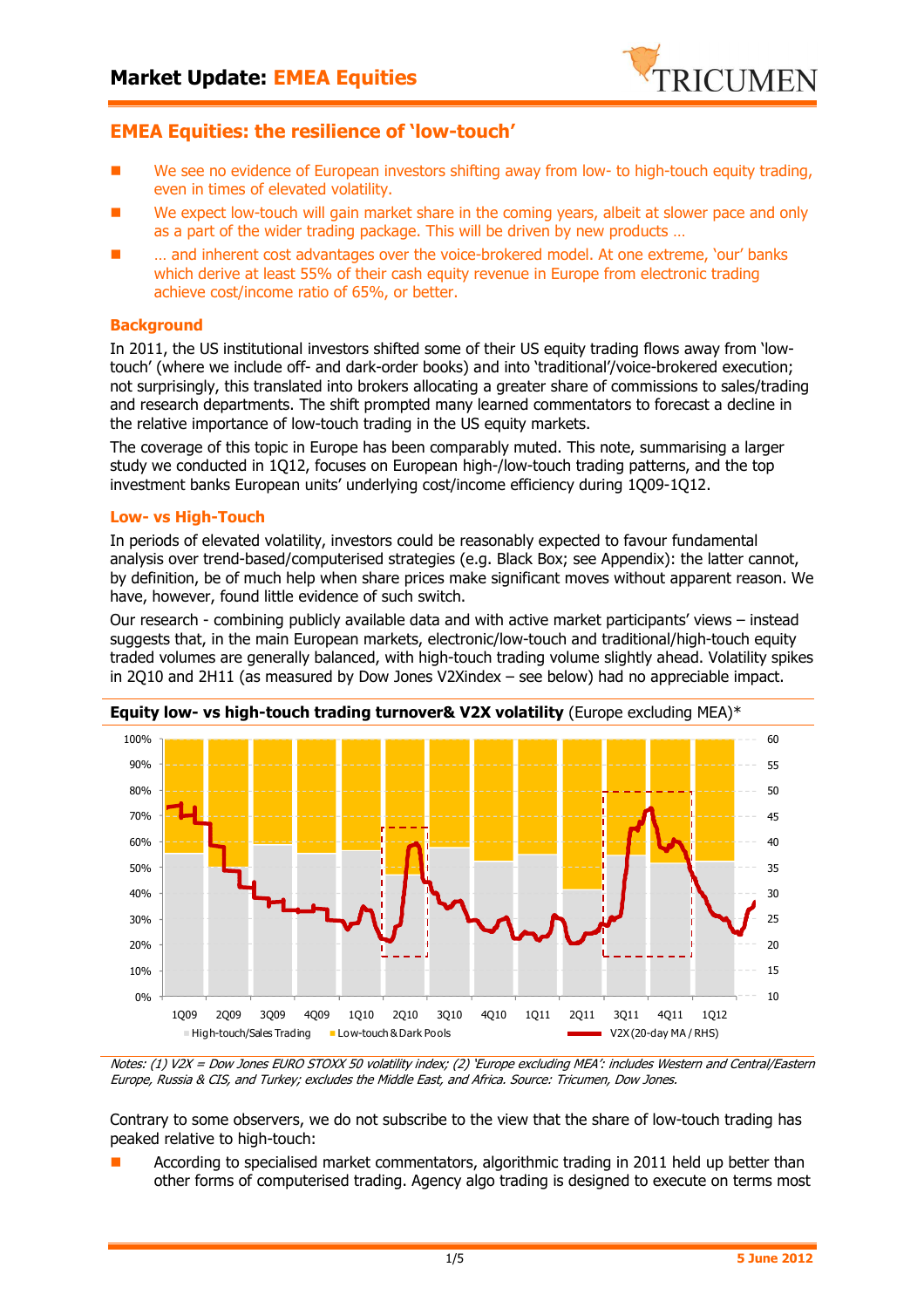# Market Update: EMEA Equities

## EMEA Equities: the resilience of 'low-touch'

- We see no evidence of European investors shifting away from low- to high-touch equity trading, even in times of elevated volatility.
- We expect low-touch will gain market share in the coming years, albeit at slower pace and only as a part of the wider trading package. This will be driven by new products …
- … and inherent cost advantages over the voice-brokered model. At one extreme, 'our' banks which derive at least 55% of their cash equity revenue in Europe from electronic trading achieve cost/income ratio of 65%, or better.

### Background

In 2011, the US institutional investors shifted some of their US equity trading flows away from 'low-touch' (where we include off- and dark-order books) and into 'traditional'/voice-brokered execution; not surprisingly, this translated into brokers allocating a greater share of commissions to sales/trading and research departments. The shift prompted many learned commentators to forecast a decline in the relative importance of low-touch trading in the US equity markets.

The coverage of this topic in Europe has been comparably muted. This note, summarising a larger study we conducted in 1Q12, focuses on European high-/low-touch trading patterns, and the top investment banks European units' underlying cost/income efficiency during 1Q09-1Q12.

### Low- vs High-Touch

In periods of elevated volatility, investors could be reasonably expected to favour fundamental analysis over trend-based/computerised strategies (e.g. Black Box; see Appendix): the latter cannot, by definition, be of much help when share prices make significant moves without apparent reason. We have, however, found little evidence of such switch.

Our research - combining publicly available data and with active market participants' views – instead suggests that, in the main European markets, electronic/low-touch and traditional/high-touch equity traded volumes are generally balanced, with high-touch trading volume slightly ahead. Volatility spikes in 2Q10 and 2H11 (as measured by Dow Jones V2Xindex – see below) had no appreciable impact.

**Equity low- vs high-touch trading turnover& V2X volatility** (Europe excluding MEA)*

*Notes: (1) V2X = Dow Jones EURO STOXX 50 volatility index; (2) 'Europe excluding MEA': includes Western and Central/Eastern Europe, Russia & CIS, and Turkey; excludes the Middle East, and Africa. Source: Tricumen, Dow Jones.*

Contrary to some observers, we do not subscribe to the view that the share of low-touch trading has peaked relative to high-touch:

- According to specialised market commentators, algorithmic trading in 2011 held up better than other forms of computerised trading. Agency algo trading is designed to execute on terms most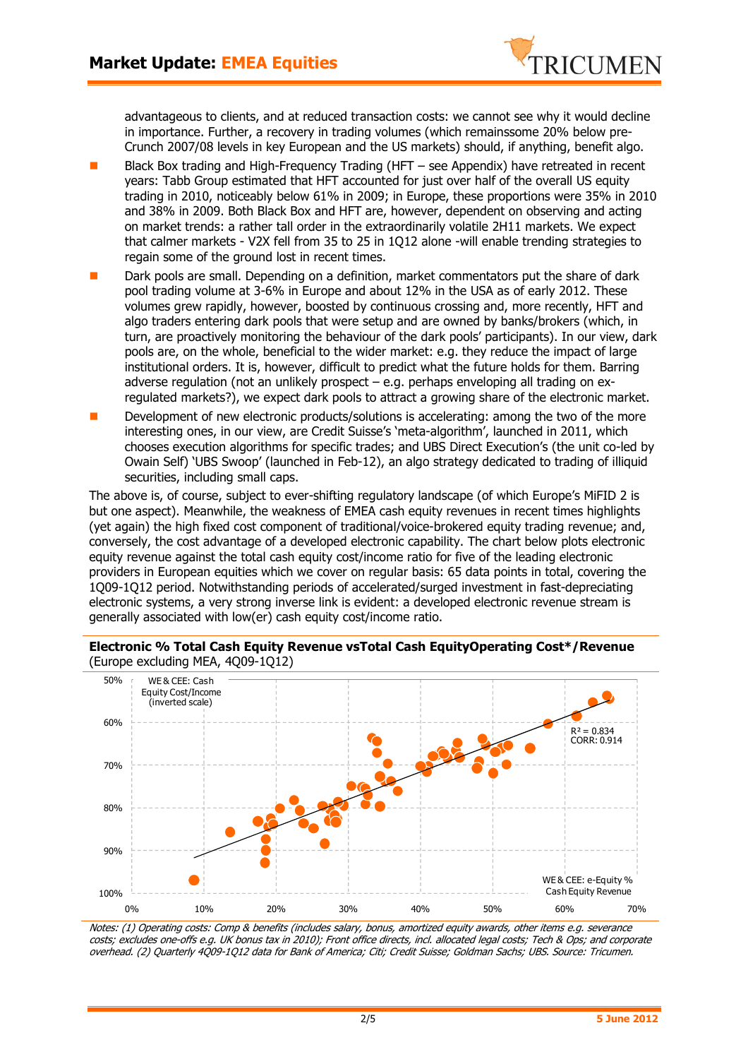advantageous to clients, and at reduced transaction costs: we cannot see why it would decline in importance. Further, a recovery in trading volumes (which remainssome 20% below pre-Crunch 2007/08 levels in key European and the US markets) should, if anything, benefit algo.

- Black Box trading and High-Frequency Trading (HFT – see Appendix) have retreated in recent years: Tabb Group estimated that HFT accounted for just over half of the overall US equity trading in 2010, noticeably below 61% in 2009; in Europe, these proportions were 35% in 2010 and 38% in 2009. Both Black Box and HFT are, however, dependent on observing and acting on market trends: a rather tall order in the extraordinarily volatile 2H11 markets. We expect that calmer markets - V2X fell from 35 to 25 in 1Q12 alone -will enable trending strategies to regain some of the ground lost in recent times.
- Dark pools are small. Depending on a definition, market commentators put the share of dark pool trading volume at 3-6% in Europe and about 12% in the USA as of early 2012. These volumes grew rapidly, however, boosted by continuous crossing and, more recently, HFT and algo traders entering dark pools that were setup and are owned by banks/brokers (which, in turn, are proactively monitoring the behaviour of the dark pools' participants). In our view, dark pools are, on the whole, beneficial to the wider market: e.g. they reduce the impact of large institutional orders. It is, however, difficult to predict what the future holds for them. Barring adverse regulation (not an unlikely prospect – e.g. perhaps enveloping all trading on ex-regulated markets?), we expect dark pools to attract a growing share of the electronic market.
- Development of new electronic products/solutions is accelerating: among the two of the more interesting ones, in our view, are Credit Suisse's 'meta-algorithm', launched in 2011, which chooses execution algorithms for specific trades; and UBS Direct Execution's (the unit co-led by Owain Self) 'UBS Swoop' (launched in Feb-12), an algo strategy dedicated to trading of illiquid securities, including small caps.

The above is, of course, subject to ever-shifting regulatory landscape (of which Europe's MiFID 2 is but one aspect). Meanwhile, the weakness of EMEA cash equity revenues in recent times highlights (yet again) the high fixed cost component of traditional/voice-brokered equity trading revenue; and, conversely, the cost advantage of a developed electronic capability. The chart below plots electronic equity revenue against the total cash equity cost/income ratio for five of the leading electronic providers in European equities which we cover on regular basis: 65 data points in total, covering the 1Q09-1Q12 period. Notwithstanding periods of accelerated/surged investment in fast-depreciating electronic systems, a very strong inverse link is evident: a developed electronic revenue stream is generally associated with low(er) cash equity cost/income ratio.

**Electronic % Total Cash Equity Revenue vsTotal Cash EquityOperating Cost*/Revenue** (Europe excluding MEA, 4Q09-1Q12)

WE & CEE: Cash Equity Cost/Income (inverted scale)

$R^2 = 0.834$
CORR: 0.914

WE & CEE: e-Equity % Cash Equity Revenue

*Notes: (1) Operating costs: Comp & benefits (includes salary, bonus, amortized equity awards, other items e.g. severance costs; excludes one-offs e.g. UK bonus tax in 2010); Front office directs, incl. allocated legal costs; Tech & Ops; and corporate overhead. (2) Quarterly 4Q09-1Q12 data for Bank of America; Citi; Credit Suisse; Goldman Sachs; UBS. Source: Tricumen.*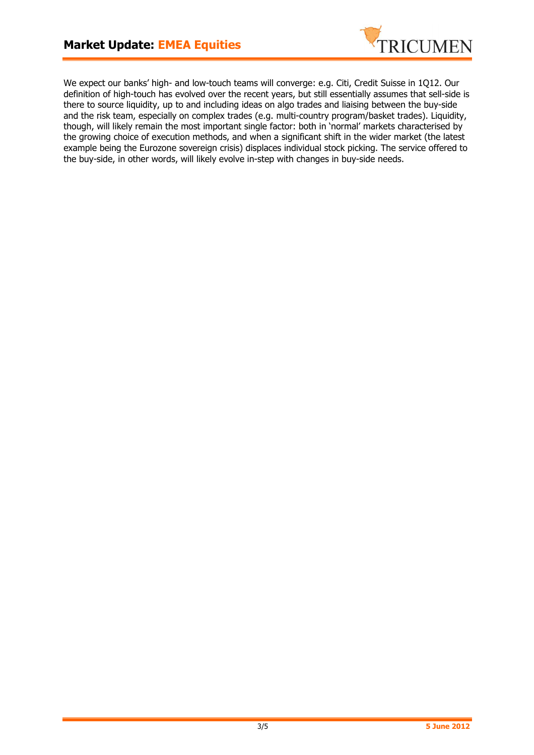We expect our banks' high- and low-touch teams will converge: e.g. Citi, Credit Suisse in 1Q12. Our definition of high-touch has evolved over the recent years, but still essentially assumes that sell-side is there to source liquidity, up to and including ideas on algo trades and liaising between the buy-side and the risk team, especially on complex trades (e.g. multi-country program/basket trades). Liquidity, though, will likely remain the most important single factor: both in 'normal' markets characterised by the growing choice of execution methods, and when a significant shift in the wider market (the latest example being the Eurozone sovereign crisis) displaces individual stock picking. The service offered to the buy-side, in other words, will likely evolve in-step with changes in buy-side needs.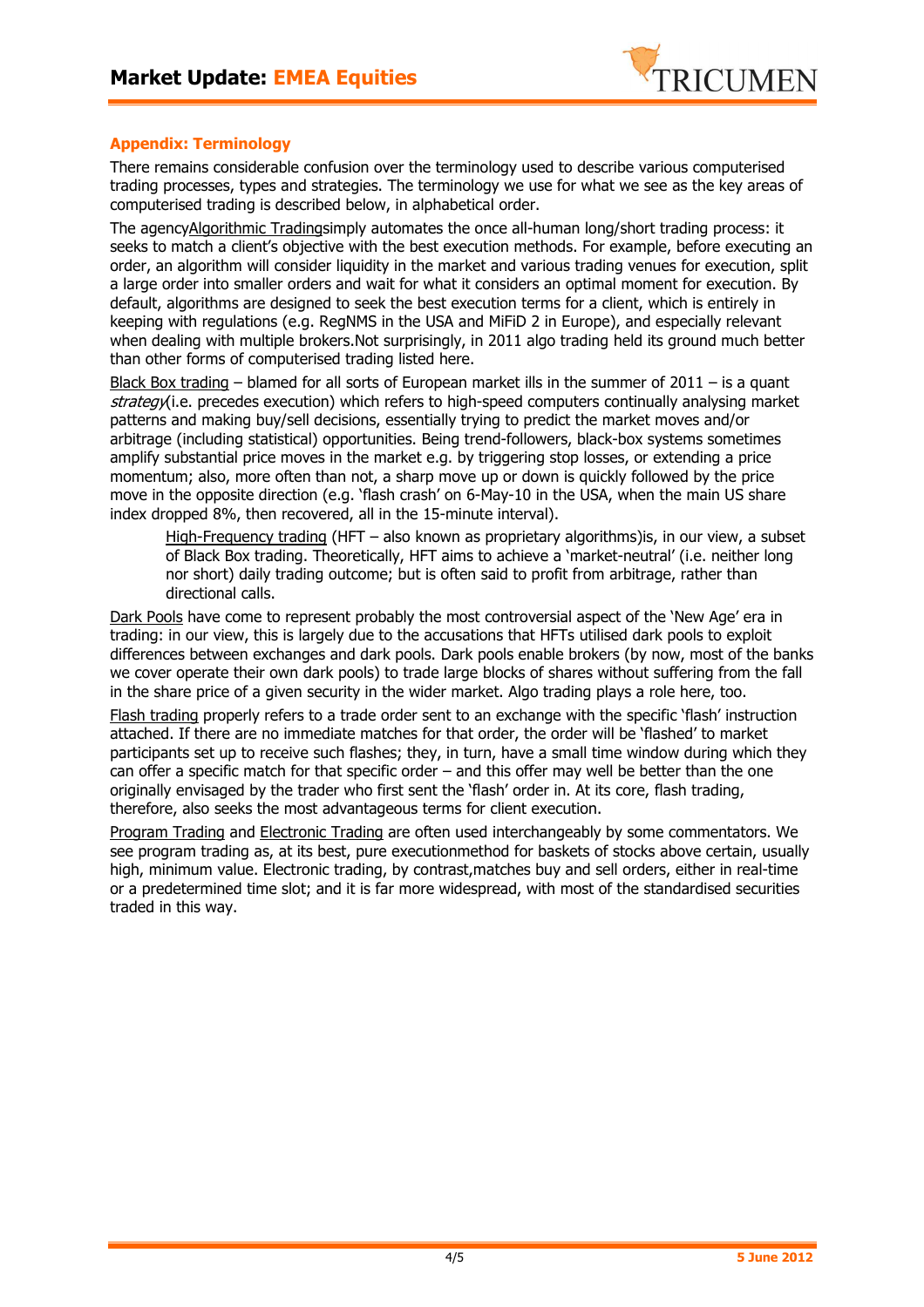## Appendix: Terminology

There remains considerable confusion over the terminology used to describe various computerised trading processes, types and strategies. The terminology we use for what we see as the key areas of computerised trading is described below, in alphabetical order.

The agencyAlgorithmic Tradingsimply automates the once all-human long/short trading process: it seeks to match a client's objective with the best execution methods. For example, before executing an order, an algorithm will consider liquidity in the market and various trading venues for execution, split a large order into smaller orders and wait for what it considers an optimal moment for execution. By default, algorithms are designed to seek the best execution terms for a client, which is entirely in keeping with regulations (e.g. RegNMS in the USA and MiFiD 2 in Europe), and especially relevant when dealing with multiple brokers.Not surprisingly, in 2011 algo trading held its ground much better than other forms of computerised trading listed here.

Black Box trading – blamed for all sorts of European market ills in the summer of 2011 – is a quant *strategy*(i.e. precedes execution) which refers to high-speed computers continually analysing market patterns and making buy/sell decisions, essentially trying to predict the market moves and/or arbitrage (including statistical) opportunities. Being trend-followers, black-box systems sometimes amplify substantial price moves in the market e.g. by triggering stop losses, or extending a price momentum; also, more often than not, a sharp move up or down is quickly followed by the price move in the opposite direction (e.g. 'flash crash' on 6-May-10 in the USA, when the main US share index dropped 8%, then recovered, all in the 15-minute interval).

> High-Frequency trading (HFT – also known as proprietary algorithms)is, in our view, a subset of Black Box trading. Theoretically, HFT aims to achieve a 'market-neutral' (i.e. neither long nor short) daily trading outcome; but is often said to profit from arbitrage, rather than directional calls.

Dark Pools have come to represent probably the most controversial aspect of the 'New Age' era in trading: in our view, this is largely due to the accusations that HFTs utilised dark pools to exploit differences between exchanges and dark pools. Dark pools enable brokers (by now, most of the banks we cover operate their own dark pools) to trade large blocks of shares without suffering from the fall in the share price of a given security in the wider market. Algo trading plays a role here, too.

Flash trading properly refers to a trade order sent to an exchange with the specific 'flash' instruction attached. If there are no immediate matches for that order, the order will be 'flashed' to market participants set up to receive such flashes; they, in turn, have a small time window during which they can offer a specific match for that specific order – and this offer may well be better than the one originally envisaged by the trader who first sent the 'flash' order in. At its core, flash trading, therefore, also seeks the most advantageous terms for client execution.

Program Trading and Electronic Trading are often used interchangeably by some commentators. We see program trading as, at its best, pure executionmethod for baskets of stocks above certain, usually high, minimum value. Electronic trading, by contrast,matches buy and sell orders, either in real-time or a predetermined time slot; and it is far more widespread, with most of the standardised securities traded in this way.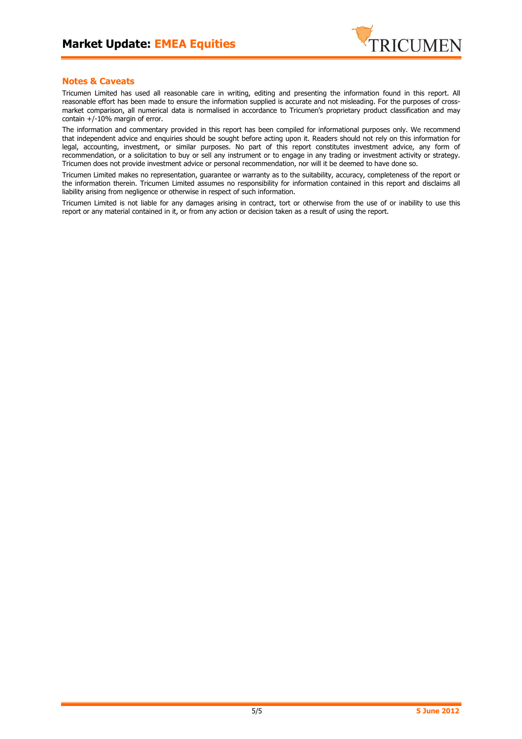## Notes & Caveats

Tricumen Limited has used all reasonable care in writing, editing and presenting the information found in this report. All reasonable effort has been made to ensure the information supplied is accurate and not misleading. For the purposes of cross-market comparison, all numerical data is normalised in accordance to Tricumen's proprietary product classification and may contain +/-10% margin of error.

The information and commentary provided in this report has been compiled for informational purposes only. We recommend that independent advice and enquiries should be sought before acting upon it. Readers should not rely on this information for legal, accounting, investment, or similar purposes. No part of this report constitutes investment advice, any form of recommendation, or a solicitation to buy or sell any instrument or to engage in any trading or investment activity or strategy. Tricumen does not provide investment advice or personal recommendation, nor will it be deemed to have done so.

Tricumen Limited makes no representation, guarantee or warranty as to the suitability, accuracy, completeness of the report or the information therein. Tricumen Limited assumes no responsibility for information contained in this report and disclaims all liability arising from negligence or otherwise in respect of such information.

Tricumen Limited is not liable for any damages arising in contract, tort or otherwise from the use of or inability to use this report or any material contained in it, or from any action or decision taken as a result of using the report.